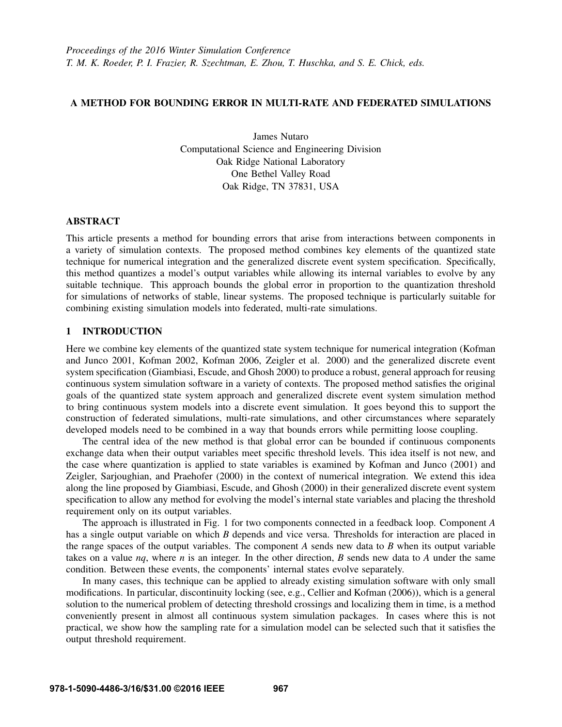# A METHOD FOR BOUNDING ERROR IN MULTI-RATE AND FEDERATED SIMULATIONS

James Nutaro
Computational Science and Engineering Division
Oak Ridge National Laboratory
One Bethel Valley Road
Oak Ridge, TN 37831, USA

## ABSTRACT

This article presents a method for bounding errors that arise from interactions between components in a variety of simulation contexts. The proposed method combines key elements of the quantized state technique for numerical integration and the generalized discrete event system specification. Specifically, this method quantizes a model's output variables while allowing its internal variables to evolve by any suitable technique. This approach bounds the global error in proportion to the quantization threshold for simulations of networks of stable, linear systems. The proposed technique is particularly suitable for combining existing simulation models into federated, multi-rate simulations.

## 1 INTRODUCTION

Here we combine key elements of the quantized state system technique for numerical integration (Kofman and Junco 2001, Kofman 2002, Kofman 2006, Zeigler et al. 2000) and the generalized discrete event system specification (Giambiasi, Escude, and Ghosh 2000) to produce a robust, general approach for reusing continuous system simulation software in a variety of contexts. The proposed method satisfies the original goals of the quantized state system approach and generalized discrete event system simulation method to bring continuous system models into a discrete event simulation. It goes beyond this to support the construction of federated simulations, multi-rate simulations, and other circumstances where separately developed models need to be combined in a way that bounds errors while permitting loose coupling.

The central idea of the new method is that global error can be bounded if continuous components exchange data when their output variables meet specific threshold levels. This idea itself is not new, and the case where quantization is applied to state variables is examined by Kofman and Junco (2001) and Zeigler, Sarjoughian, and Praehofer (2000) in the context of numerical integration. We extend this idea along the line proposed by Giambiasi, Escude, and Ghosh (2000) in their generalized discrete event system specification to allow any method for evolving the model's internal state variables and placing the threshold requirement only on its output variables.

The approach is illustrated in Fig. 1 for two components connected in a feedback loop. Component $A$ has a single output variable on which $B$ depends and vice versa. Thresholds for interaction are placed in the range spaces of the output variables. The component $A$ sends new data to $B$ when its output variable takes on a value $nq$, where $n$ is an integer. In the other direction, $B$ sends new data to $A$ under the same condition. Between these events, the components' internal states evolve separately.

In many cases, this technique can be applied to already existing simulation software with only small modifications. In particular, discontinuity locking (see, e.g., Cellier and Kofman (2006)), which is a general solution to the numerical problem of detecting threshold crossings and localizing them in time, is a method conveniently present in almost all continuous system simulation packages. In cases where this is not practical, we show how the sampling rate for a simulation model can be selected such that it satisfies the output threshold requirement.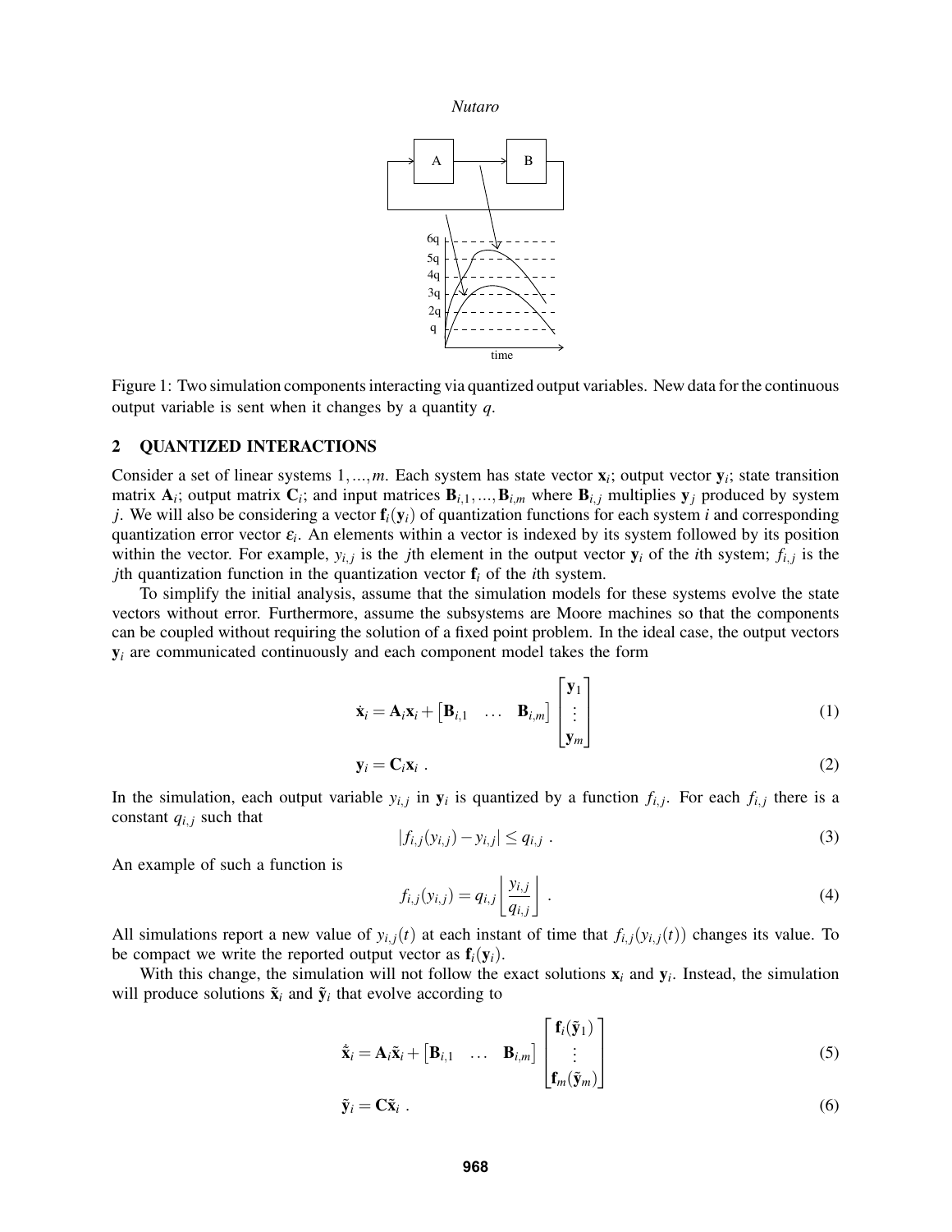Figure 1: Two simulation components interacting via quantized output variables. New data for the continuous output variable is sent when it changes by a quantity $q$.

## 2 QUANTIZED INTERACTIONS

Consider a set of linear systems $1,...,m$. Each system has state vector $\mathbf{x}_i$; output vector $\mathbf{y}_i$; state transition matrix $\mathbf{A}_i$; output matrix $\mathbf{C}_i$; and input matrices $\mathbf{B}_{i,1},...,\mathbf{B}_{i,m}$ where $\mathbf{B}_{i,j}$ multiplies $\mathbf{y}_j$ produced by system $j$. We will also be considering a vector $\mathbf{f}_i(\mathbf{y}_i)$ of quantization functions for each system $i$ and corresponding quantization error vector $\varepsilon_i$. An elements within a vector is indexed by its system followed by its position within the vector. For example, $y_{i,j}$ is the $j$th element in the output vector $\mathbf{y}_i$ of the $i$th system; $f_{i,j}$ is the $j$th quantization function in the quantization vector $\mathbf{f}_i$ of the $i$th system.

To simplify the initial analysis, assume that the simulation models for these systems evolve the state vectors without error. Furthermore, assume the subsystems are Moore machines so that the components can be coupled without requiring the solution of a fixed point problem. In the ideal case, the output vectors $\mathbf{y}_i$ are communicated continuously and each component model takes the form

$$\dot{\mathbf{x}}_i = \mathbf{A}_i \mathbf{x}_i + \begin{bmatrix} \mathbf{B}_{i,1} & \dots & \mathbf{B}_{i,m} \end{bmatrix} \begin{bmatrix} \mathbf{y}_1 \\ \vdots \\ \mathbf{y}_m \end{bmatrix} \tag{1}$$

$$\mathbf{y}_i = \mathbf{C}_i \mathbf{x}_i \ . \tag{2}$$

In the simulation, each output variable $y_{i,j}$ in $\mathbf{y}_i$ is quantized by a function $f_{i,j}$. For each $f_{i,j}$ there is a constant $q_{i,j}$ such that

$$|f_{i,j}(y_{i,j}) - y_{i,j}| \leq q_{i,j} \ . \tag{3}$$

An example of such a function is

$$f_{i,j}(y_{i,j}) = q_{i,j} \left\lfloor \frac{y_{i,j}}{q_{i,j}} \right\rfloor \ . \tag{4}$$

All simulations report a new value of $y_{i,j}(t)$ at each instant of time that $f_{i,j}(y_{i,j}(t))$ changes its value. To be compact we write the reported output vector as $\mathbf{f}_i(\mathbf{y}_i)$.

With this change, the simulation will not follow the exact solutions $\mathbf{x}_i$ and $\mathbf{y}_i$. Instead, the simulation will produce solutions $\tilde{\mathbf{x}}_i$ and $\tilde{\mathbf{y}}_i$ that evolve according to

$$\dot{\tilde{\mathbf{x}}}_i = \mathbf{A}_i \tilde{\mathbf{x}}_i + \begin{bmatrix} \mathbf{B}_{i,1} & \dots & \mathbf{B}_{i,m} \end{bmatrix} \begin{bmatrix} \mathbf{f}_i(\tilde{\mathbf{y}}_1) \\ \vdots \\ \mathbf{f}_m(\tilde{\mathbf{y}}_m) \end{bmatrix} \tag{5}$$

$$\tilde{\mathbf{y}}_i = \mathbf{C} \tilde{\mathbf{x}}_i \ . \tag{6}$$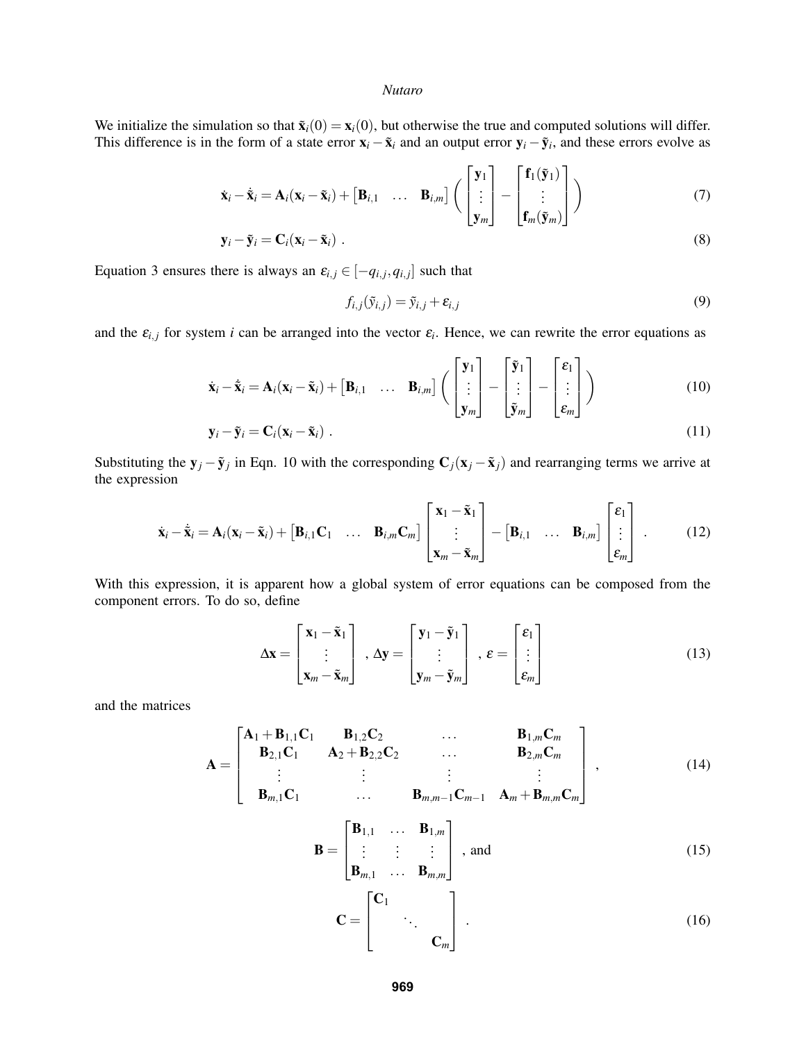We initialize the simulation so that $\tilde{\mathbf{x}}_i(0) = \mathbf{x}_i(0)$, but otherwise the true and computed solutions will differ. This difference is in the form of a state error $\mathbf{x}_i - \tilde{\mathbf{x}}_i$ and an output error $\mathbf{y}_i - \tilde{\mathbf{y}}_i$, and these errors evolve as

$$\dot{\mathbf{x}}_i - \dot{\tilde{\mathbf{x}}}_i = \mathbf{A}_i(\mathbf{x}_i - \tilde{\mathbf{x}}_i) + \begin{bmatrix} \mathbf{B}_{i,1} & \dots & \mathbf{B}_{i,m} \end{bmatrix} \left( \begin{bmatrix} \mathbf{y}_1 \\ \vdots \\ \mathbf{y}_m \end{bmatrix} - \begin{bmatrix} \mathbf{f}_1(\tilde{\mathbf{y}}_1) \\ \vdots \\ \mathbf{f}_m(\tilde{\mathbf{y}}_m) \end{bmatrix} \right) \tag{7}$$

$$\mathbf{y}_i - \tilde{\mathbf{y}}_i = \mathbf{C}_i(\mathbf{x}_i - \tilde{\mathbf{x}}_i) \ . \tag{8}$$

Equation 3 ensures there is always an $\varepsilon_{i,j} \in [-q_{i,j}, q_{i,j}]$ such that

$$f_{i,j}(\tilde{y}_{i,j}) = \tilde{y}_{i,j} + \varepsilon_{i,j} \tag{9}$$

and the $\varepsilon_{i,j}$ for system $i$ can be arranged into the vector $\varepsilon_i$. Hence, we can rewrite the error equations as

$$\dot{\mathbf{x}}_i - \dot{\tilde{\mathbf{x}}}_i = \mathbf{A}_i(\mathbf{x}_i - \tilde{\mathbf{x}}_i) + \begin{bmatrix} \mathbf{B}_{i,1} & \dots & \mathbf{B}_{i,m} \end{bmatrix} \left( \begin{bmatrix} \mathbf{y}_1 \\ \vdots \\ \mathbf{y}_m \end{bmatrix} - \begin{bmatrix} \tilde{\mathbf{y}}_1 \\ \vdots \\ \tilde{\mathbf{y}}_m \end{bmatrix} - \begin{bmatrix} \varepsilon_1 \\ \vdots \\ \varepsilon_m \end{bmatrix} \right) \tag{10}$$

$$\mathbf{y}_i - \tilde{\mathbf{y}}_i = \mathbf{C}_i(\mathbf{x}_i - \tilde{\mathbf{x}}_i) \ . \tag{11}$$

Substituting the $\mathbf{y}_j - \tilde{\mathbf{y}}_j$ in Eqn. 10 with the corresponding $\mathbf{C}_j(\mathbf{x}_j - \tilde{\mathbf{x}}_j)$ and rearranging terms we arrive at the expression

$$\dot{\mathbf{x}}_i - \dot{\tilde{\mathbf{x}}}_i = \mathbf{A}_i(\mathbf{x}_i - \tilde{\mathbf{x}}_i) + \begin{bmatrix} \mathbf{B}_{i,1}\mathbf{C}_1 & \dots & \mathbf{B}_{i,m}\mathbf{C}_m \end{bmatrix} \begin{bmatrix} \mathbf{x}_1 - \tilde{\mathbf{x}}_1 \\ \vdots \\ \mathbf{x}_m - \tilde{\mathbf{x}}_m \end{bmatrix} - \begin{bmatrix} \mathbf{B}_{i,1} & \dots & \mathbf{B}_{i,m} \end{bmatrix} \begin{bmatrix} \varepsilon_1 \\ \vdots \\ \varepsilon_m \end{bmatrix} \ . \tag{12}$$

With this expression, it is apparent how a global system of error equations can be composed from the component errors. To do so, define

$$\Delta\mathbf{x} = \begin{bmatrix} \mathbf{x}_1 - \tilde{\mathbf{x}}_1 \\ \vdots \\ \mathbf{x}_m - \tilde{\mathbf{x}}_m \end{bmatrix} \ , \ \Delta\mathbf{y} = \begin{bmatrix} \mathbf{y}_1 - \tilde{\mathbf{y}}_1 \\ \vdots \\ \mathbf{y}_m - \tilde{\mathbf{y}}_m \end{bmatrix} \ , \ \varepsilon = \begin{bmatrix} \varepsilon_1 \\ \vdots \\ \varepsilon_m \end{bmatrix} \tag{13}$$

and the matrices

$$\mathbf{A} = \begin{bmatrix} \mathbf{A}_1 + \mathbf{B}_{1,1}\mathbf{C}_1 & \mathbf{B}_{1,2}\mathbf{C}_2 & \dots & \mathbf{B}_{1,m}\mathbf{C}_m \\ \mathbf{B}_{2,1}\mathbf{C}_1 & \mathbf{A}_2 + \mathbf{B}_{2,2}\mathbf{C}_2 & \dots & \mathbf{B}_{2,m}\mathbf{C}_m \\ \vdots & \vdots & \vdots & \vdots \\ \mathbf{B}_{m,1}\mathbf{C}_1 & \dots & \mathbf{B}_{m,m-1}\mathbf{C}_{m-1} & \mathbf{A}_m + \mathbf{B}_{m,m}\mathbf{C}_m \end{bmatrix} , \tag{14}$$

$$\mathbf{B} = \begin{bmatrix} \mathbf{B}_{1,1} & \dots & \mathbf{B}_{1,m} \\ \vdots & \vdots & \vdots \\ \mathbf{B}_{m,1} & \dots & \mathbf{B}_{m,m} \end{bmatrix} \text{, and} \tag{15}$$

$$\mathbf{C} = \begin{bmatrix} \mathbf{C}_1 & & \\ & \ddots & \\ & & \mathbf{C}_m \end{bmatrix} \ . \tag{16}$$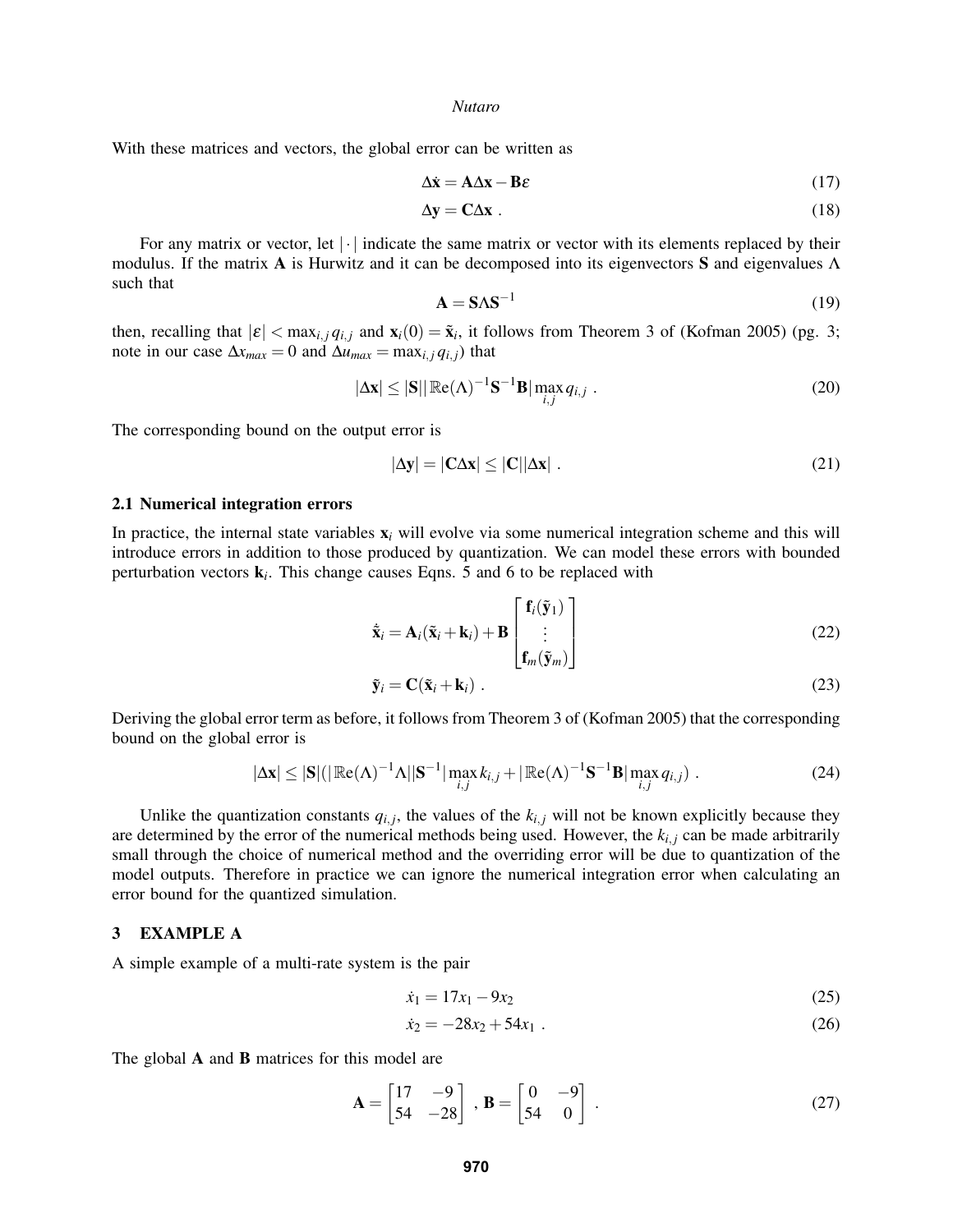With these matrices and vectors, the global error can be written as

$$\Delta \dot{\mathbf{x}} = \mathbf{A}\Delta \mathbf{x} - \mathbf{B}\varepsilon \tag{17}$$

$$\Delta \mathbf{y} = \mathbf{C}\Delta \mathbf{x} \ . \tag{18}$$

For any matrix or vector, let $|\cdot|$ indicate the same matrix or vector with its elements replaced by their modulus. If the matrix $\mathbf{A}$ is Hurwitz and it can be decomposed into its eigenvectors $\mathbf{S}$ and eigenvalues $\Lambda$ such that

$$\mathbf{A} = \mathbf{S}\Lambda\mathbf{S}^{-1} \tag{19}$$

then, recalling that $|\varepsilon| < \max_{i,j} q_{i,j}$ and $\mathbf{x}_i(0) = \tilde{\mathbf{x}}_i$, it follows from Theorem 3 of (Kofman 2005) (pg. 3; note in our case $\Delta x_{max} = 0$ and $\Delta u_{max} = \max_{i,j} q_{i,j}$) that

$$|\Delta \mathbf{x}| \leq |\mathbf{S}||\mathbb{R}\text{e}(\Lambda)^{-1}\mathbf{S}^{-1}\mathbf{B}| \max_{i,j} q_{i,j} \ . \tag{20}$$

The corresponding bound on the output error is

$$|\Delta \mathbf{y}| = |\mathbf{C}\Delta \mathbf{x}| \leq |\mathbf{C}||\Delta \mathbf{x}| \ . \tag{21}$$

### 2.1 Numerical integration errors

In practice, the internal state variables $\mathbf{x}_i$ will evolve via some numerical integration scheme and this will introduce errors in addition to those produced by quantization. We can model these errors with bounded perturbation vectors $\mathbf{k}_i$. This change causes Eqns. 5 and 6 to be replaced with

$$\dot{\tilde{\mathbf{x}}}_i = \mathbf{A}_i(\tilde{\mathbf{x}}_i + \mathbf{k}_i) + \mathbf{B} \begin{bmatrix} \mathbf{f}_i(\tilde{\mathbf{y}}_1) \\ \vdots \\ \mathbf{f}_m(\tilde{\mathbf{y}}_m) \end{bmatrix} \tag{22}$$

$$\tilde{\mathbf{y}}_i = \mathbf{C}(\tilde{\mathbf{x}}_i + \mathbf{k}_i) \ . \tag{23}$$

Deriving the global error term as before, it follows from Theorem 3 of (Kofman 2005) that the corresponding bound on the global error is

$$|\Delta \mathbf{x}| \leq |\mathbf{S}|(|\mathbb{R}\text{e}(\Lambda)^{-1}\Lambda||\mathbf{S}^{-1}| \max_{i,j} k_{i,j} + |\mathbb{R}\text{e}(\Lambda)^{-1}\mathbf{S}^{-1}\mathbf{B}| \max_{i,j} q_{i,j}) \ . \tag{24}$$

Unlike the quantization constants $q_{i,j}$, the values of the $k_{i,j}$ will not be known explicitly because they are determined by the error of the numerical methods being used. However, the $k_{i,j}$ can be made arbitrarily small through the choice of numerical method and the overriding error will be due to quantization of the model outputs. Therefore in practice we can ignore the numerical integration error when calculating an error bound for the quantized simulation.

## 3 EXAMPLE A

A simple example of a multi-rate system is the pair

$$\dot{x}_1 = 17x_1 - 9x_2 \tag{25}$$

$$\dot{x}_2 = -28x_2 + 54x_1 \ . \tag{26}$$

The global $\mathbf{A}$ and $\mathbf{B}$ matrices for this model are

$$\mathbf{A} = \begin{bmatrix} 17 & -9 \\ 54 & -28 \end{bmatrix} \ , \ \mathbf{B} = \begin{bmatrix} 0 & -9 \\ 54 & 0 \end{bmatrix} \ . \tag{27}$$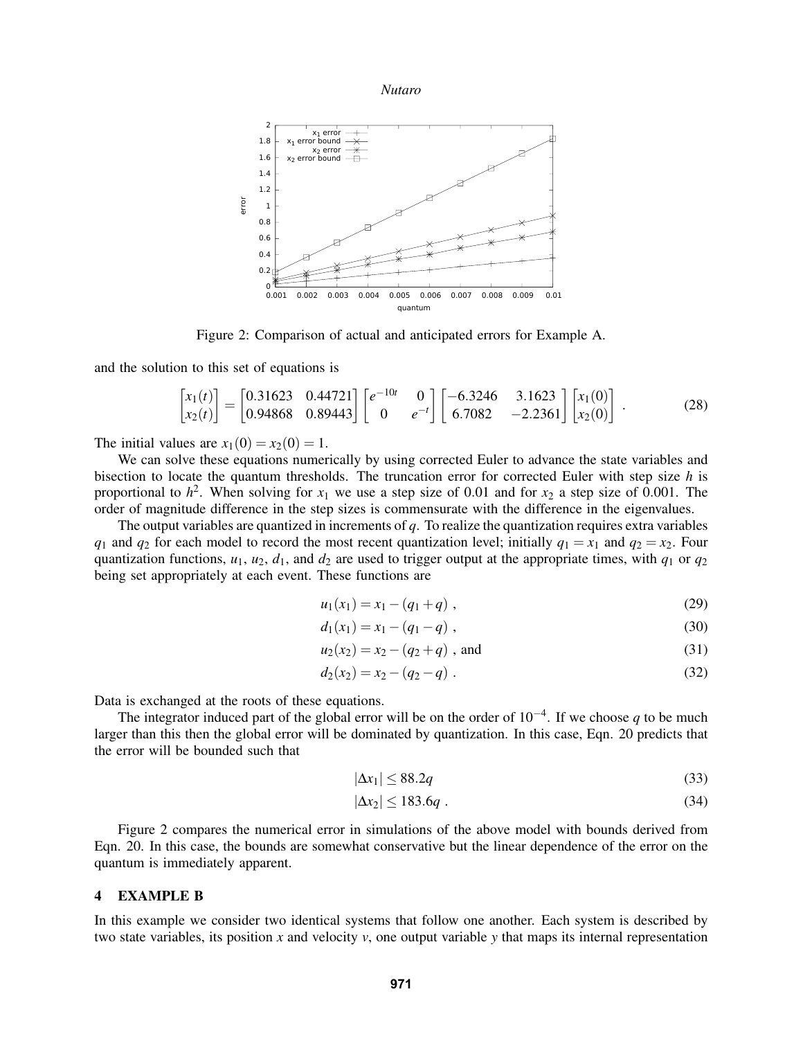Figure 2: Comparison of actual and anticipated errors for Example A.

and the solution to this set of equations is

$$
\begin{bmatrix} x_1(t) \\ x_2(t) \end{bmatrix} = \begin{bmatrix} 0.31623 & 0.44721 \\ 0.94868 & 0.89443 \end{bmatrix} \begin{bmatrix} e^{-10t} & 0 \\ 0 & e^{-t} \end{bmatrix} \begin{bmatrix} -6.3246 & 3.1623 \\ 6.7082 & -2.2361 \end{bmatrix} \begin{bmatrix} x_1(0) \\ x_2(0) \end{bmatrix} . \tag{28}
$$

The initial values are $x_1(0) = x_2(0) = 1$.

We can solve these equations numerically by using corrected Euler to advance the state variables and bisection to locate the quantum thresholds. The truncation error for corrected Euler with step size $h$ is proportional to $h^2$. When solving for $x_1$ we use a step size of 0.01 and for $x_2$ a step size of 0.001. The order of magnitude difference in the step sizes is commensurate with the difference in the eigenvalues.

The output variables are quantized in increments of $q$. To realize the quantization requires extra variables $q_1$ and $q_2$ for each model to record the most recent quantization level; initially $q_1 = x_1$ and $q_2 = x_2$. Four quantization functions, $u_1$, $u_2$, $d_1$, and $d_2$ are used to trigger output at the appropriate times, with $q_1$ or $q_2$ being set appropriately at each event. These functions are

$$
u_1(x_1) = x_1 - (q_1 + q) \ , \tag{29}
$$

$$
d_1(x_1) = x_1 - (q_1 - q) \ , \tag{30}
$$

$$
u_2(x_2) = x_2 - (q_2 + q) \ , \text{ and} \tag{31}
$$

$$
d_2(x_2) = x_2 - (q_2 - q) \ . \tag{32}
$$

Data is exchanged at the roots of these equations.

The integrator induced part of the global error will be on the order of $10^{-4}$. If we choose $q$ to be much larger than this then the global error will be dominated by quantization. In this case, Eqn. 20 predicts that the error will be bounded such that

$$
|\Delta x_1| \leq 88.2q \tag{33}
$$

$$
|\Delta x_2| \leq 183.6q \ . \tag{34}
$$

Figure 2 compares the numerical error in simulations of the above model with bounds derived from Eqn. 20. In this case, the bounds are somewhat conservative but the linear dependence of the error on the quantum is immediately apparent.

## 4 EXAMPLE B

In this example we consider two identical systems that follow one another. Each system is described by two state variables, its position $x$ and velocity $v$, one output variable $y$ that maps its internal representation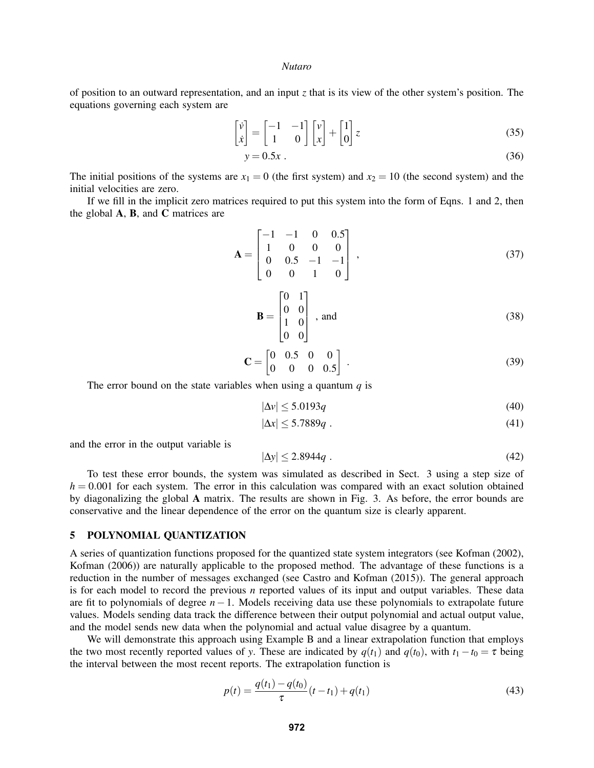of position to an outward representation, and an input $z$ that is its view of the other system's position. The equations governing each system are

$$\begin{bmatrix} \dot{v} \\ \dot{x} \end{bmatrix} = \begin{bmatrix} -1 & -1 \\ 1 & 0 \end{bmatrix} \begin{bmatrix} v \\ x \end{bmatrix} + \begin{bmatrix} 1 \\ 0 \end{bmatrix} z \tag{35}$$

$$y = 0.5x \; . \tag{36}$$

The initial positions of the systems are $x_1 = 0$ (the first system) and $x_2 = 10$ (the second system) and the initial velocities are zero.

If we fill in the implicit zero matrices required to put this system into the form of Eqns. 1 and 2, then the global $\mathbf{A}$, $\mathbf{B}$, and $\mathbf{C}$ matrices are

$$\mathbf{A} = \begin{bmatrix} -1 & -1 & 0 & 0.5 \\ 1 & 0 & 0 & 0 \\ 0 & 0.5 & -1 & -1 \\ 0 & 0 & 1 & 0 \end{bmatrix} \; , \tag{37}$$

$$\mathbf{B} = \begin{bmatrix} 0 & 1 \\ 0 & 0 \\ 1 & 0 \\ 0 & 0 \end{bmatrix} \; , \text{ and} \tag{38}$$

$$\mathbf{C} = \begin{bmatrix} 0 & 0.5 & 0 & 0 \\ 0 & 0 & 0 & 0.5 \end{bmatrix} \; . \tag{39}$$

The error bound on the state variables when using a quantum $q$ is

$$|\Delta v| \leq 5.0193q \tag{40}$$

$$|\Delta x| \leq 5.7889q \; . \tag{41}$$

and the error in the output variable is

$$|\Delta y| \leq 2.8944q \; . \tag{42}$$

To test these error bounds, the system was simulated as described in Sect. 3 using a step size of $h = 0.001$ for each system. The error in this calculation was compared with an exact solution obtained by diagonalizing the global $\mathbf{A}$ matrix. The results are shown in Fig. 3. As before, the error bounds are conservative and the linear dependence of the error on the quantum size is clearly apparent.

## 5 POLYNOMIAL QUANTIZATION

A series of quantization functions proposed for the quantized state system integrators (see Kofman (2002), Kofman (2006)) are naturally applicable to the proposed method. The advantage of these functions is a reduction in the number of messages exchanged (see Castro and Kofman (2015)). The general approach is for each model to record the previous $n$ reported values of its input and output variables. These data are fit to polynomials of degree $n-1$. Models receiving data use these polynomials to extrapolate future values. Models sending data track the difference between their output polynomial and actual output value, and the model sends new data when the polynomial and actual value disagree by a quantum.

We will demonstrate this approach using Example B and a linear extrapolation function that employs the two most recently reported values of $y$. These are indicated by $q(t_1)$ and $q(t_0)$, with $t_1 - t_0 = \tau$ being the interval between the most recent reports. The extrapolation function is

$$p(t) = \frac{q(t_1) - q(t_0)}{\tau}(t - t_1) + q(t_1) \tag{43}$$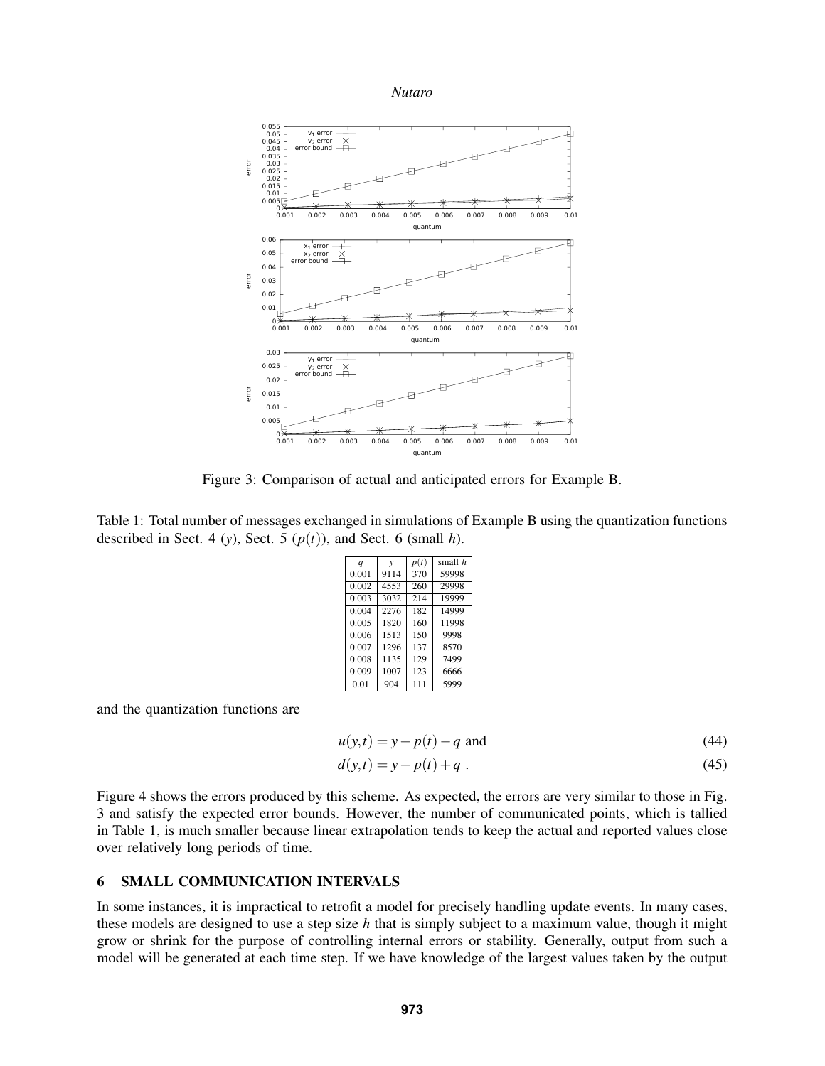Figure 3: Comparison of actual and anticipated errors for Example B.

Table 1: Total number of messages exchanged in simulations of Example B using the quantization functions described in Sect. 4 ($y$), Sect. 5 ($p(t)$), and Sect. 6 (small $h$).

| $q$ | $y$ | $p(t)$ | small $h$ |
|---|---|---|---|
| 0.001 | 9114 | 370 | 59998 |
| 0.002 | 4553 | 260 | 29998 |
| 0.003 | 3032 | 214 | 19999 |
| 0.004 | 2276 | 182 | 14999 |
| 0.005 | 1820 | 160 | 11998 |
| 0.006 | 1513 | 150 | 9998 |
| 0.007 | 1296 | 137 | 8570 |
| 0.008 | 1135 | 129 | 7499 |
| 0.009 | 1007 | 123 | 6666 |
| 0.01 | 904 | 111 | 5999 |

and the quantization functions are

$$u(y,t) = y - p(t) - q \text{ and} \tag{44}$$

$$d(y,t) = y - p(t) + q \; . \tag{45}$$

Figure 4 shows the errors produced by this scheme. As expected, the errors are very similar to those in Fig. 3 and satisfy the expected error bounds. However, the number of communicated points, which is tallied in Table 1, is much smaller because linear extrapolation tends to keep the actual and reported values close over relatively long periods of time.

## 6 SMALL COMMUNICATION INTERVALS

In some instances, it is impractical to retrofit a model for precisely handling update events. In many cases, these models are designed to use a step size $h$ that is simply subject to a maximum value, though it might grow or shrink for the purpose of controlling internal errors or stability. Generally, output from such a model will be generated at each time step. If we have knowledge of the largest values taken by the output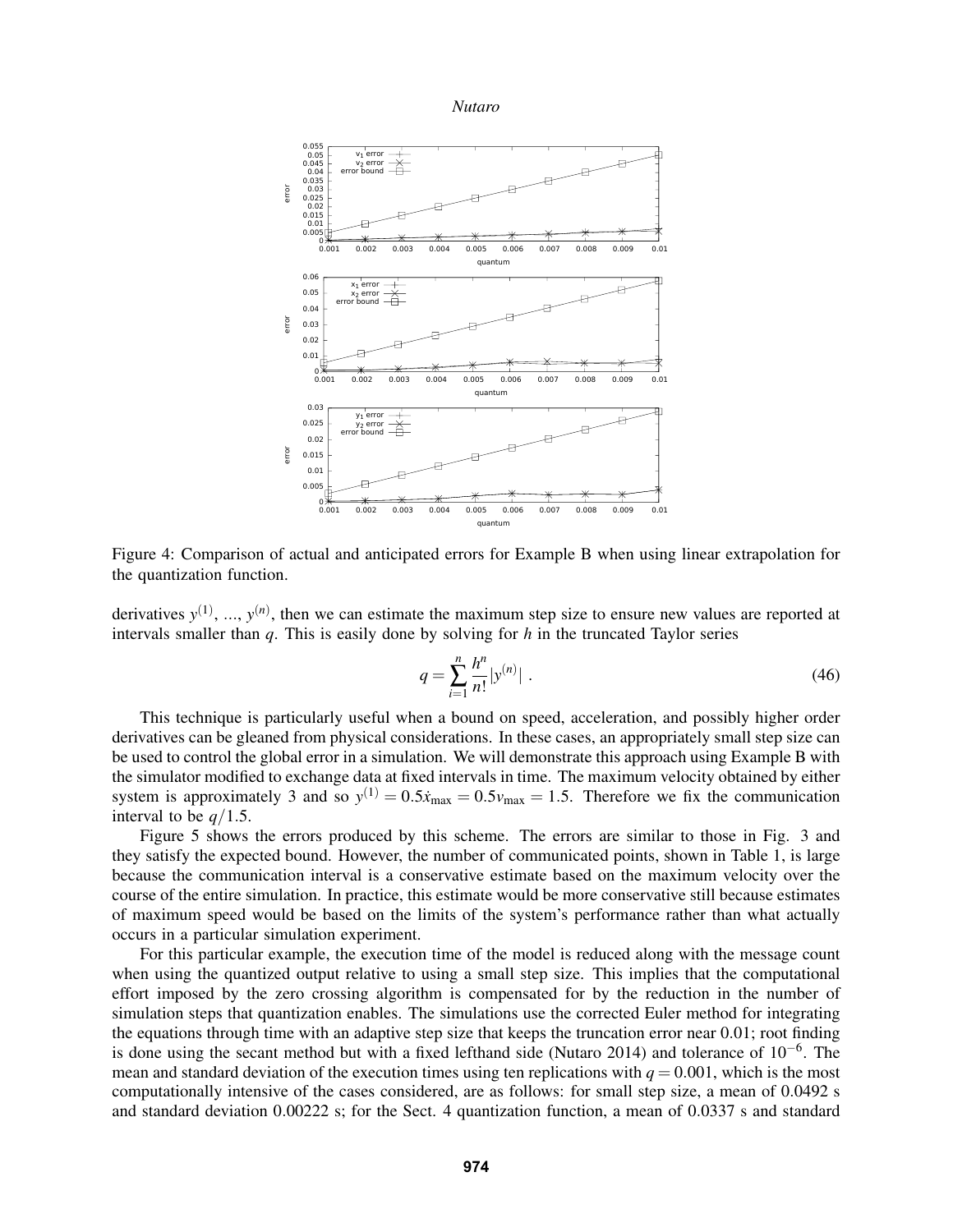Figure 4: Comparison of actual and anticipated errors for Example B when using linear extrapolation for the quantization function.

derivatives $y^{(1)}$, ..., $y^{(n)}$, then we can estimate the maximum step size to ensure new values are reported at intervals smaller than $q$. This is easily done by solving for $h$ in the truncated Taylor series

$$q = \sum_{i=1}^{n} \frac{h^n}{n!} |y^{(n)}| \; . \tag{46}$$

This technique is particularly useful when a bound on speed, acceleration, and possibly higher order derivatives can be gleaned from physical considerations. In these cases, an appropriately small step size can be used to control the global error in a simulation. We will demonstrate this approach using Example B with the simulator modified to exchange data at fixed intervals in time. The maximum velocity obtained by either system is approximately 3 and so $y^{(1)} = 0.5\dot{x}_{\max} = 0.5v_{\max} = 1.5$. Therefore we fix the communication interval to be $q/1.5$.

Figure 5 shows the errors produced by this scheme. The errors are similar to those in Fig. 3 and they satisfy the expected bound. However, the number of communicated points, shown in Table 1, is large because the communication interval is a conservative estimate based on the maximum velocity over the course of the entire simulation. In practice, this estimate would be more conservative still because estimates of maximum speed would be based on the limits of the system's performance rather than what actually occurs in a particular simulation experiment.

For this particular example, the execution time of the model is reduced along with the message count when using the quantized output relative to using a small step size. This implies that the computational effort imposed by the zero crossing algorithm is compensated for by the reduction in the number of simulation steps that quantization enables. The simulations use the corrected Euler method for integrating the equations through time with an adaptive step size that keeps the truncation error near 0.01; root finding is done using the secant method but with a fixed lefthand side (Nutaro 2014) and tolerance of $10^{-6}$. The mean and standard deviation of the execution times using ten replications with $q = 0.001$, which is the most computationally intensive of the cases considered, are as follows: for small step size, a mean of 0.0492 s and standard deviation 0.00222 s; for the Sect. 4 quantization function, a mean of 0.0337 s and standard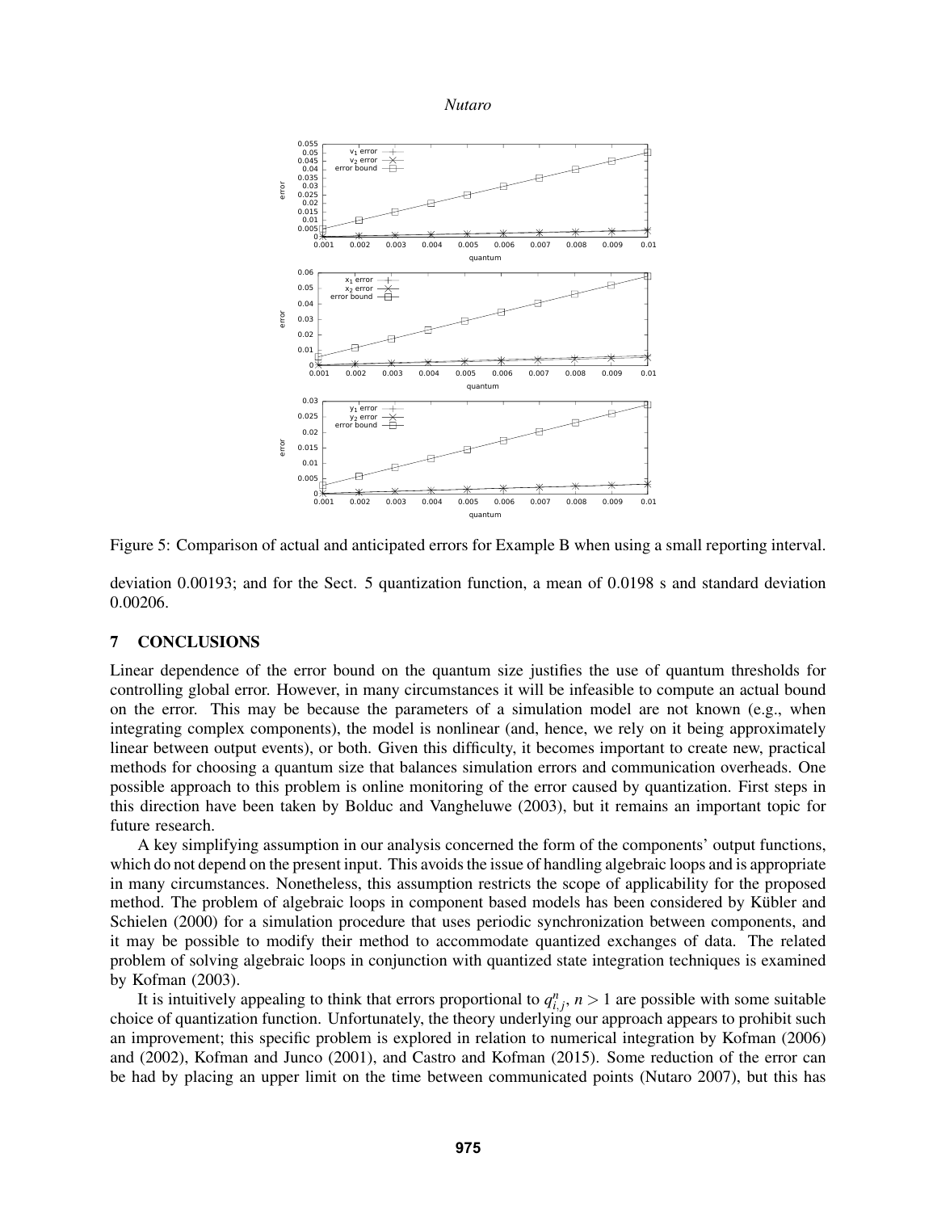Figure 5: Comparison of actual and anticipated errors for Example B when using a small reporting interval.

deviation 0.00193; and for the Sect. 5 quantization function, a mean of 0.0198 s and standard deviation 0.00206.

## 7 CONCLUSIONS

Linear dependence of the error bound on the quantum size justifies the use of quantum thresholds for controlling global error. However, in many circumstances it will be infeasible to compute an actual bound on the error. This may be because the parameters of a simulation model are not known (e.g., when integrating complex components), the model is nonlinear (and, hence, we rely on it being approximately linear between output events), or both. Given this difficulty, it becomes important to create new, practical methods for choosing a quantum size that balances simulation errors and communication overheads. One possible approach to this problem is online monitoring of the error caused by quantization. First steps in this direction have been taken by Bolduc and Vangheluwe (2003), but it remains an important topic for future research.

A key simplifying assumption in our analysis concerned the form of the components' output functions, which do not depend on the present input. This avoids the issue of handling algebraic loops and is appropriate in many circumstances. Nonetheless, this assumption restricts the scope of applicability for the proposed method. The problem of algebraic loops in component based models has been considered by Kübler and Schielen (2000) for a simulation procedure that uses periodic synchronization between components, and it may be possible to modify their method to accommodate quantized exchanges of data. The related problem of solving algebraic loops in conjunction with quantized state integration techniques is examined by Kofman (2003).

It is intuitively appealing to think that errors proportional to $q_{i,j}^n$, $n > 1$ are possible with some suitable choice of quantization function. Unfortunately, the theory underlying our approach appears to prohibit such an improvement; this specific problem is explored in relation to numerical integration by Kofman (2006) and (2002), Kofman and Junco (2001), and Castro and Kofman (2015). Some reduction of the error can be had by placing an upper limit on the time between communicated points (Nutaro 2007), but this has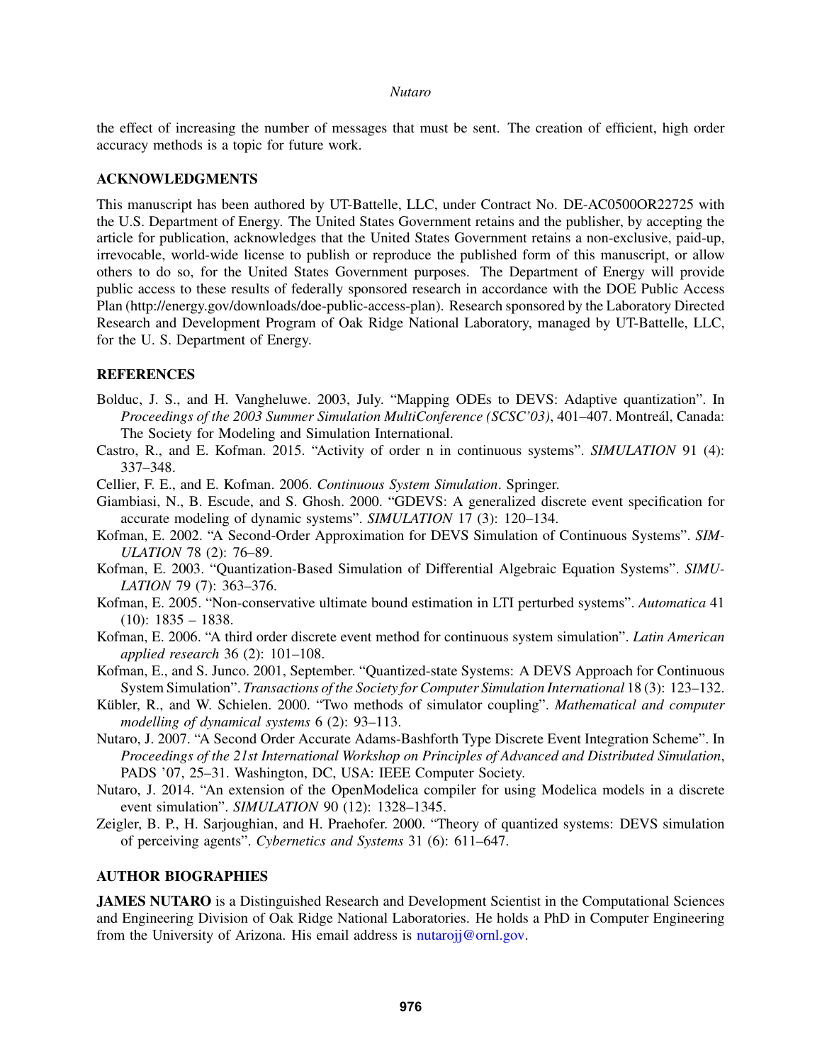the effect of increasing the number of messages that must be sent. The creation of efficient, high order accuracy methods is a topic for future work.

## ACKNOWLEDGMENTS

This manuscript has been authored by UT-Battelle, LLC, under Contract No. DE-AC0500OR22725 with the U.S. Department of Energy. The United States Government retains and the publisher, by accepting the article for publication, acknowledges that the United States Government retains a non-exclusive, paid-up, irrevocable, world-wide license to publish or reproduce the published form of this manuscript, or allow others to do so, for the United States Government purposes. The Department of Energy will provide public access to these results of federally sponsored research in accordance with the DOE Public Access Plan (http://energy.gov/downloads/doe-public-access-plan). Research sponsored by the Laboratory Directed Research and Development Program of Oak Ridge National Laboratory, managed by UT-Battelle, LLC, for the U. S. Department of Energy.

## REFERENCES

Bolduc, J. S., and H. Vangheluwe. 2003, July. "Mapping ODEs to DEVS: Adaptive quantization". In *Proceedings of the 2003 Summer Simulation MultiConference (SCSC'03)*, 401–407. Montreál, Canada: The Society for Modeling and Simulation International.

Castro, R., and E. Kofman. 2015. "Activity of order n in continuous systems". *SIMULATION* 91 (4): 337–348.

Cellier, F. E., and E. Kofman. 2006. *Continuous System Simulation*. Springer.

Giambiasi, N., B. Escude, and S. Ghosh. 2000. "GDEVS: A generalized discrete event specification for accurate modeling of dynamic systems". *SIMULATION* 17 (3): 120–134.

Kofman, E. 2002. "A Second-Order Approximation for DEVS Simulation of Continuous Systems". *SIMULATION* 78 (2): 76–89.

Kofman, E. 2003. "Quantization-Based Simulation of Differential Algebraic Equation Systems". *SIMULATION* 79 (7): 363–376.

Kofman, E. 2005. "Non-conservative ultimate bound estimation in LTI perturbed systems". *Automatica* 41 (10): 1835 – 1838.

Kofman, E. 2006. "A third order discrete event method for continuous system simulation". *Latin American applied research* 36 (2): 101–108.

Kofman, E., and S. Junco. 2001, September. "Quantized-state Systems: A DEVS Approach for Continuous System Simulation". *Transactions of the Society for Computer Simulation International* 18 (3): 123–132.

Kübler, R., and W. Schielen. 2000. "Two methods of simulator coupling". *Mathematical and computer modelling of dynamical systems* 6 (2): 93–113.

Nutaro, J. 2007. "A Second Order Accurate Adams-Bashforth Type Discrete Event Integration Scheme". In *Proceedings of the 21st International Workshop on Principles of Advanced and Distributed Simulation*, PADS '07, 25–31. Washington, DC, USA: IEEE Computer Society.

Nutaro, J. 2014. "An extension of the OpenModelica compiler for using Modelica models in a discrete event simulation". *SIMULATION* 90 (12): 1328–1345.

Zeigler, B. P., H. Sarjoughian, and H. Praehofer. 2000. "Theory of quantized systems: DEVS simulation of perceiving agents". *Cybernetics and Systems* 31 (6): 611–647.

## AUTHOR BIOGRAPHIES

**JAMES NUTARO** is a Distinguished Research and Development Scientist in the Computational Sciences and Engineering Division of Oak Ridge National Laboratories. He holds a PhD in Computer Engineering from the University of Arizona. His email address is nutarojj@ornl.gov.